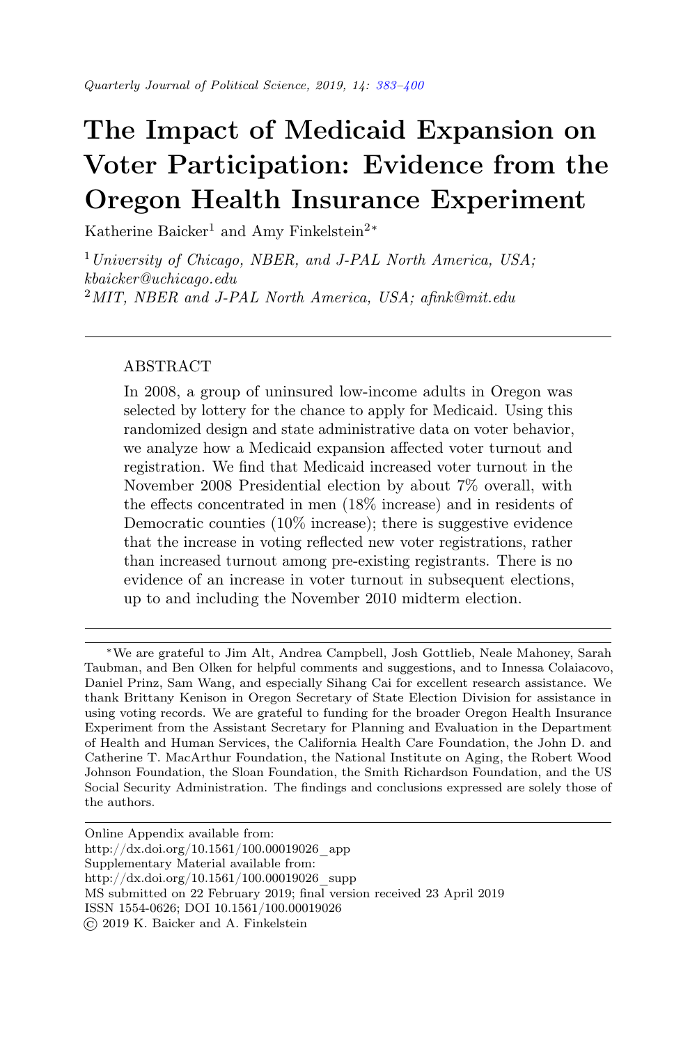# The Impact of Medicaid Expansion on Voter Participation: Evidence from the Oregon Health Insurance Experiment

Katherine Baicker[1] and Amy Finkelstein[2*]

[1] *University of Chicago, NBER, and J-PAL North America, USA; kbaicker@uchicago.edu*

[2] *MIT, NBER and J-PAL North America, USA; afink@mit.edu*

---

## ABSTRACT

In 2008, a group of uninsured low-income adults in Oregon was selected by lottery for the chance to apply for Medicaid. Using this randomized design and state administrative data on voter behavior, we analyze how a Medicaid expansion affected voter turnout and registration. We find that Medicaid increased voter turnout in the November 2008 Presidential election by about 7% overall, with the effects concentrated in men (18% increase) and in residents of Democratic counties (10% increase); there is suggestive evidence that the increase in voting reflected new voter registrations, rather than increased turnout among pre-existing registrants. There is no evidence of an increase in voter turnout in subsequent elections, up to and including the November 2010 midterm election.

---

*We are grateful to Jim Alt, Andrea Campbell, Josh Gottlieb, Neale Mahoney, Sarah Taubman, and Ben Olken for helpful comments and suggestions, and to Innessa Colaiacovo, Daniel Prinz, Sam Wang, and especially Sihang Cai for excellent research assistance. We thank Brittany Kenison in Oregon Secretary of State Election Division for assistance in using voting records. We are grateful to funding for the broader Oregon Health Insurance Experiment from the Assistant Secretary for Planning and Evaluation in the Department of Health and Human Services, the California Health Care Foundation, the John D. and Catherine T. MacArthur Foundation, the National Institute on Aging, the Robert Wood Johnson Foundation, the Sloan Foundation, the Smith Richardson Foundation, and the US Social Security Administration. The findings and conclusions expressed are solely those of the authors.

---

Online Appendix available from:
http://dx.doi.org/10.1561/100.00019026_app
Supplementary Material available from:
http://dx.doi.org/10.1561/100.00019026_supp
MS submitted on 22 February 2019; final version received 23 April 2019
ISSN 1554-0626; DOI 10.1561/100.00019026
© 2019 K. Baicker and A. Finkelstein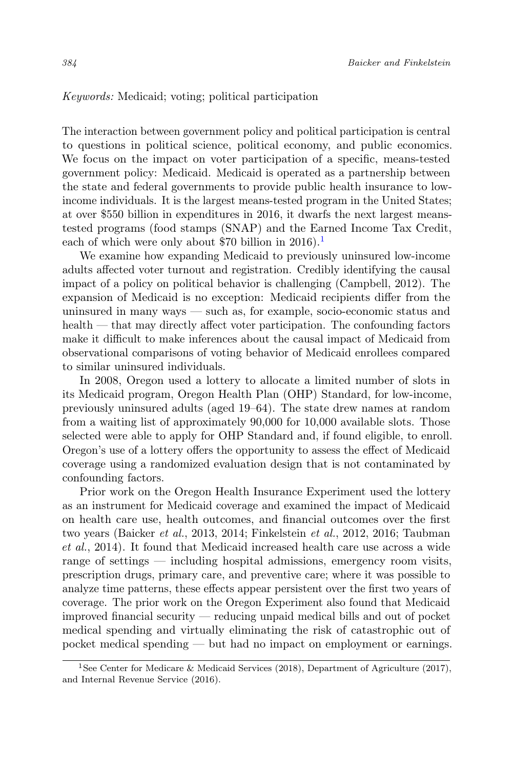*Keywords:* Medicaid; voting; political participation

The interaction between government policy and political participation is central to questions in political science, political economy, and public economics. We focus on the impact on voter participation of a specific, means-tested government policy: Medicaid. Medicaid is operated as a partnership between the state and federal governments to provide public health insurance to low-income individuals. It is the largest means-tested program in the United States; at over $550 billion in expenditures in 2016, it dwarfs the next largest means-tested programs (food stamps (SNAP) and the Earned Income Tax Credit, each of which were only about $70 billion in 2016).[1]

We examine how expanding Medicaid to previously uninsured low-income adults affected voter turnout and registration. Credibly identifying the causal impact of a policy on political behavior is challenging (Campbell, 2012). The expansion of Medicaid is no exception: Medicaid recipients differ from the uninsured in many ways — such as, for example, socio-economic status and health — that may directly affect voter participation. The confounding factors make it difficult to make inferences about the causal impact of Medicaid from observational comparisons of voting behavior of Medicaid enrollees compared to similar uninsured individuals.

In 2008, Oregon used a lottery to allocate a limited number of slots in its Medicaid program, Oregon Health Plan (OHP) Standard, for low-income, previously uninsured adults (aged 19–64). The state drew names at random from a waiting list of approximately 90,000 for 10,000 available slots. Those selected were able to apply for OHP Standard and, if found eligible, to enroll. Oregon's use of a lottery offers the opportunity to assess the effect of Medicaid coverage using a randomized evaluation design that is not contaminated by confounding factors.

Prior work on the Oregon Health Insurance Experiment used the lottery as an instrument for Medicaid coverage and examined the impact of Medicaid on health care use, health outcomes, and financial outcomes over the first two years (Baicker *et al.*, 2013, 2014; Finkelstein *et al.*, 2012, 2016; Taubman *et al.*, 2014). It found that Medicaid increased health care use across a wide range of settings — including hospital admissions, emergency room visits, prescription drugs, primary care, and preventive care; where it was possible to analyze time patterns, these effects appear persistent over the first two years of coverage. The prior work on the Oregon Experiment also found that Medicaid improved financial security — reducing unpaid medical bills and out of pocket medical spending and virtually eliminating the risk of catastrophic out of pocket medical spending — but had no impact on employment or earnings.

[1] See Center for Medicare & Medicaid Services (2018), Department of Agriculture (2017), and Internal Revenue Service (2016).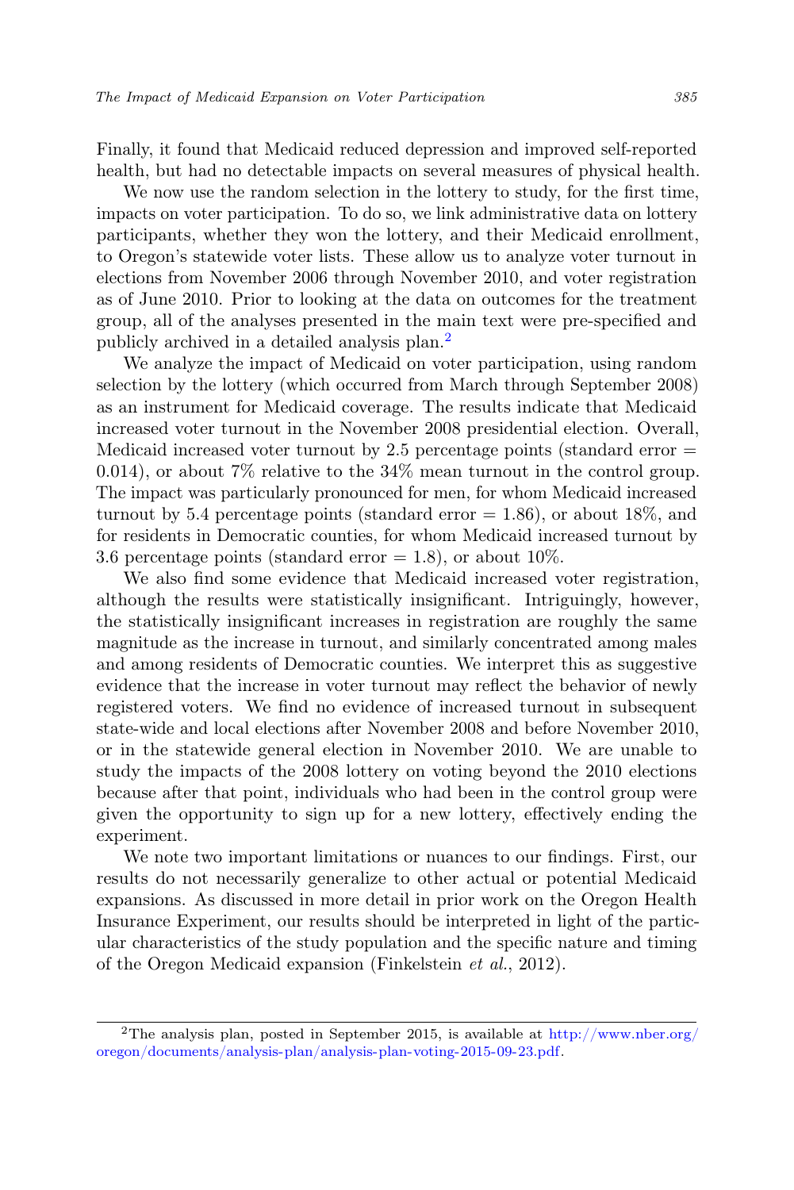Finally, it found that Medicaid reduced depression and improved self-reported health, but had no detectable impacts on several measures of physical health.

We now use the random selection in the lottery to study, for the first time, impacts on voter participation. To do so, we link administrative data on lottery participants, whether they won the lottery, and their Medicaid enrollment, to Oregon's statewide voter lists. These allow us to analyze voter turnout in elections from November 2006 through November 2010, and voter registration as of June 2010. Prior to looking at the data on outcomes for the treatment group, all of the analyses presented in the main text were pre-specified and publicly archived in a detailed analysis plan.[2]

We analyze the impact of Medicaid on voter participation, using random selection by the lottery (which occurred from March through September 2008) as an instrument for Medicaid coverage. The results indicate that Medicaid increased voter turnout in the November 2008 presidential election. Overall, Medicaid increased voter turnout by 2.5 percentage points (standard error = 0.014), or about 7% relative to the 34% mean turnout in the control group. The impact was particularly pronounced for men, for whom Medicaid increased turnout by 5.4 percentage points (standard error = 1.86), or about 18%, and for residents in Democratic counties, for whom Medicaid increased turnout by 3.6 percentage points (standard error = 1.8), or about 10%.

We also find some evidence that Medicaid increased voter registration, although the results were statistically insignificant. Intriguingly, however, the statistically insignificant increases in registration are roughly the same magnitude as the increase in turnout, and similarly concentrated among males and among residents of Democratic counties. We interpret this as suggestive evidence that the increase in voter turnout may reflect the behavior of newly registered voters. We find no evidence of increased turnout in subsequent state-wide and local elections after November 2008 and before November 2010, or in the statewide general election in November 2010. We are unable to study the impacts of the 2008 lottery on voting beyond the 2010 elections because after that point, individuals who had been in the control group were given the opportunity to sign up for a new lottery, effectively ending the experiment.

We note two important limitations or nuances to our findings. First, our results do not necessarily generalize to other actual or potential Medicaid expansions. As discussed in more detail in prior work on the Oregon Health Insurance Experiment, our results should be interpreted in light of the particular characteristics of the study population and the specific nature and timing of the Oregon Medicaid expansion (Finkelstein *et al.*, 2012).

---

[2] The analysis plan, posted in September 2015, is available at http://www.nber.org/oregon/documents/analysis-plan/analysis-plan-voting-2015-09-23.pdf.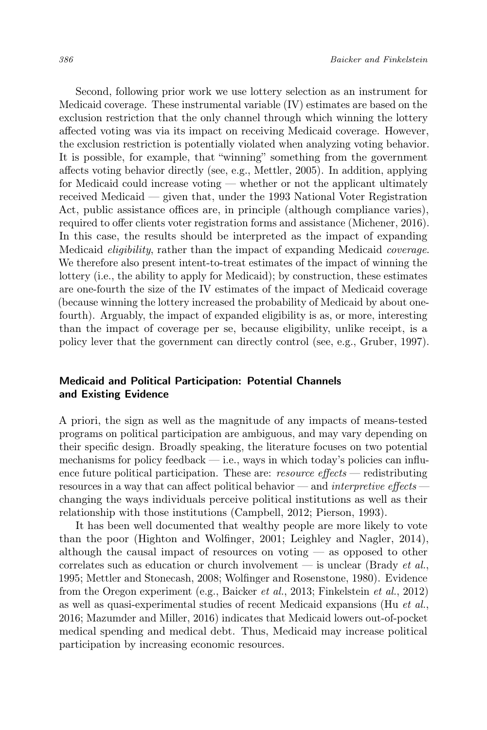Second, following prior work we use lottery selection as an instrument for Medicaid coverage. These instrumental variable (IV) estimates are based on the exclusion restriction that the only channel through which winning the lottery affected voting was via its impact on receiving Medicaid coverage. However, the exclusion restriction is potentially violated when analyzing voting behavior. It is possible, for example, that "winning" something from the government affects voting behavior directly (see, e.g., Mettler, 2005). In addition, applying for Medicaid could increase voting — whether or not the applicant ultimately received Medicaid — given that, under the 1993 National Voter Registration Act, public assistance offices are, in principle (although compliance varies), required to offer clients voter registration forms and assistance (Michener, 2016). In this case, the results should be interpreted as the impact of expanding Medicaid *eligibility*, rather than the impact of expanding Medicaid *coverage*. We therefore also present intent-to-treat estimates of the impact of winning the lottery (i.e., the ability to apply for Medicaid); by construction, these estimates are one-fourth the size of the IV estimates of the impact of Medicaid coverage (because winning the lottery increased the probability of Medicaid by about one-fourth). Arguably, the impact of expanded eligibility is as, or more, interesting than the impact of coverage per se, because eligibility, unlike receipt, is a policy lever that the government can directly control (see, e.g., Gruber, 1997).

## Medicaid and Political Participation: Potential Channels and Existing Evidence

A priori, the sign as well as the magnitude of any impacts of means-tested programs on political participation are ambiguous, and may vary depending on their specific design. Broadly speaking, the literature focuses on two potential mechanisms for policy feedback — i.e., ways in which today's policies can influence future political participation. These are: *resource effects* — redistributing resources in a way that can affect political behavior — and *interpretive effects* — changing the ways individuals perceive political institutions as well as their relationship with those institutions (Campbell, 2012; Pierson, 1993).

It has been well documented that wealthy people are more likely to vote than the poor (Highton and Wolfinger, 2001; Leighley and Nagler, 2014), although the causal impact of resources on voting — as opposed to other correlates such as education or church involvement — is unclear (Brady *et al.*, 1995; Mettler and Stonecash, 2008; Wolfinger and Rosenstone, 1980). Evidence from the Oregon experiment (e.g., Baicker *et al.*, 2013; Finkelstein *et al.*, 2012) as well as quasi-experimental studies of recent Medicaid expansions (Hu *et al.*, 2016; Mazumder and Miller, 2016) indicates that Medicaid lowers out-of-pocket medical spending and medical debt. Thus, Medicaid may increase political participation by increasing economic resources.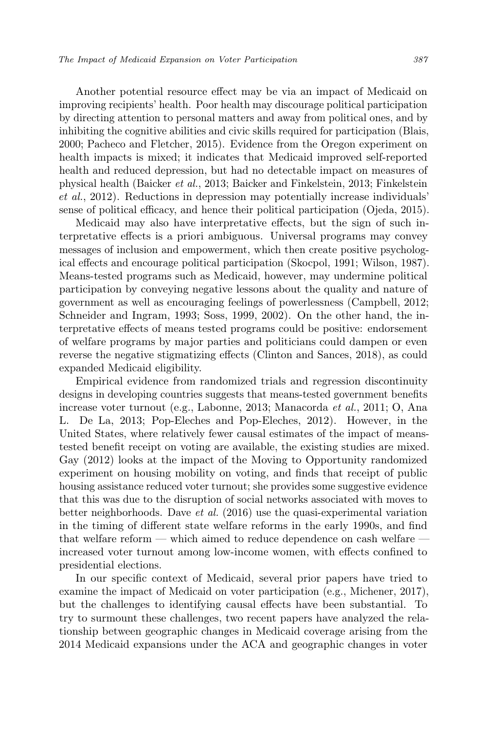Another potential resource effect may be via an impact of Medicaid on improving recipients' health. Poor health may discourage political participation by directing attention to personal matters and away from political ones, and by inhibiting the cognitive abilities and civic skills required for participation (Blais, 2000; Pacheco and Fletcher, 2015). Evidence from the Oregon experiment on health impacts is mixed; it indicates that Medicaid improved self-reported health and reduced depression, but had no detectable impact on measures of physical health (Baicker *et al.*, 2013; Baicker and Finkelstein, 2013; Finkelstein *et al.*, 2012). Reductions in depression may potentially increase individuals' sense of political efficacy, and hence their political participation (Ojeda, 2015).

Medicaid may also have interpretative effects, but the sign of such interpretative effects is a priori ambiguous. Universal programs may convey messages of inclusion and empowerment, which then create positive psychological effects and encourage political participation (Skocpol, 1991; Wilson, 1987). Means-tested programs such as Medicaid, however, may undermine political participation by conveying negative lessons about the quality and nature of government as well as encouraging feelings of powerlessness (Campbell, 2012; Schneider and Ingram, 1993; Soss, 1999, 2002). On the other hand, the interpretative effects of means tested programs could be positive: endorsement of welfare programs by major parties and politicians could dampen or even reverse the negative stigmatizing effects (Clinton and Sances, 2018), as could expanded Medicaid eligibility.

Empirical evidence from randomized trials and regression discontinuity designs in developing countries suggests that means-tested government benefits increase voter turnout (e.g., Labonne, 2013; Manacorda *et al.*, 2011; O, Ana L. De La, 2013; Pop-Eleches and Pop-Eleches, 2012). However, in the United States, where relatively fewer causal estimates of the impact of means-tested benefit receipt on voting are available, the existing studies are mixed. Gay (2012) looks at the impact of the Moving to Opportunity randomized experiment on housing mobility on voting, and finds that receipt of public housing assistance reduced voter turnout; she provides some suggestive evidence that this was due to the disruption of social networks associated with moves to better neighborhoods. Dave *et al.* (2016) use the quasi-experimental variation in the timing of different state welfare reforms in the early 1990s, and find that welfare reform — which aimed to reduce dependence on cash welfare — increased voter turnout among low-income women, with effects confined to presidential elections.

In our specific context of Medicaid, several prior papers have tried to examine the impact of Medicaid on voter participation (e.g., Michener, 2017), but the challenges to identifying causal effects have been substantial. To try to surmount these challenges, two recent papers have analyzed the relationship between geographic changes in Medicaid coverage arising from the 2014 Medicaid expansions under the ACA and geographic changes in voter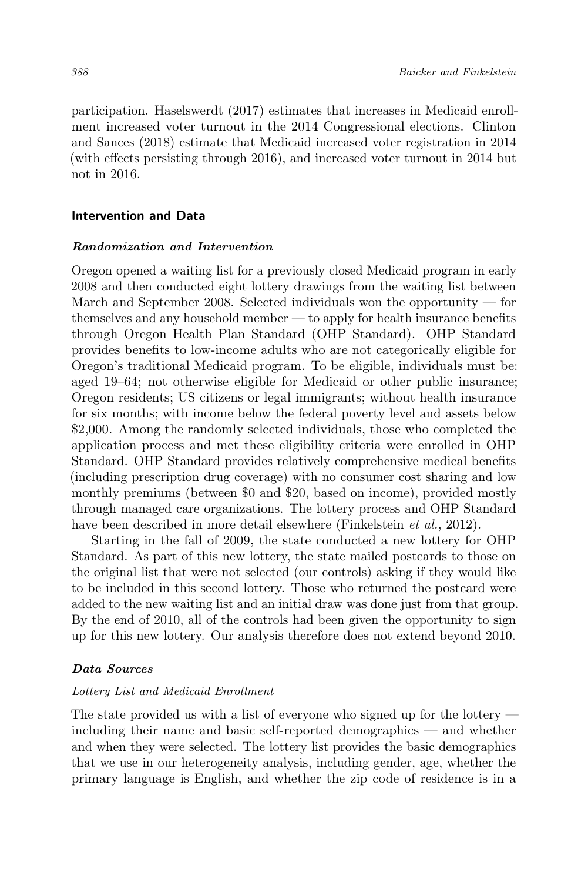participation. Haselswerdt (2017) estimates that increases in Medicaid enrollment increased voter turnout in the 2014 Congressional elections. Clinton and Sances (2018) estimate that Medicaid increased voter registration in 2014 (with effects persisting through 2016), and increased voter turnout in 2014 but not in 2016.

## Intervention and Data

### *Randomization and Intervention*

Oregon opened a waiting list for a previously closed Medicaid program in early 2008 and then conducted eight lottery drawings from the waiting list between March and September 2008. Selected individuals won the opportunity — for themselves and any household member — to apply for health insurance benefits through Oregon Health Plan Standard (OHP Standard). OHP Standard provides benefits to low-income adults who are not categorically eligible for Oregon's traditional Medicaid program. To be eligible, individuals must be: aged 19–64; not otherwise eligible for Medicaid or other public insurance; Oregon residents; US citizens or legal immigrants; without health insurance for six months; with income below the federal poverty level and assets below $2,000. Among the randomly selected individuals, those who completed the application process and met these eligibility criteria were enrolled in OHP Standard. OHP Standard provides relatively comprehensive medical benefits (including prescription drug coverage) with no consumer cost sharing and low monthly premiums (between $0 and $20, based on income), provided mostly through managed care organizations. The lottery process and OHP Standard have been described in more detail elsewhere (Finkelstein *et al.*, 2012).

Starting in the fall of 2009, the state conducted a new lottery for OHP Standard. As part of this new lottery, the state mailed postcards to those on the original list that were not selected (our controls) asking if they would like to be included in this second lottery. Those who returned the postcard were added to the new waiting list and an initial draw was done just from that group. By the end of 2010, all of the controls had been given the opportunity to sign up for this new lottery. Our analysis therefore does not extend beyond 2010.

### *Data Sources*

#### *Lottery List and Medicaid Enrollment*

The state provided us with a list of everyone who signed up for the lottery — including their name and basic self-reported demographics — and whether and when they were selected. The lottery list provides the basic demographics that we use in our heterogeneity analysis, including gender, age, whether the primary language is English, and whether the zip code of residence is in a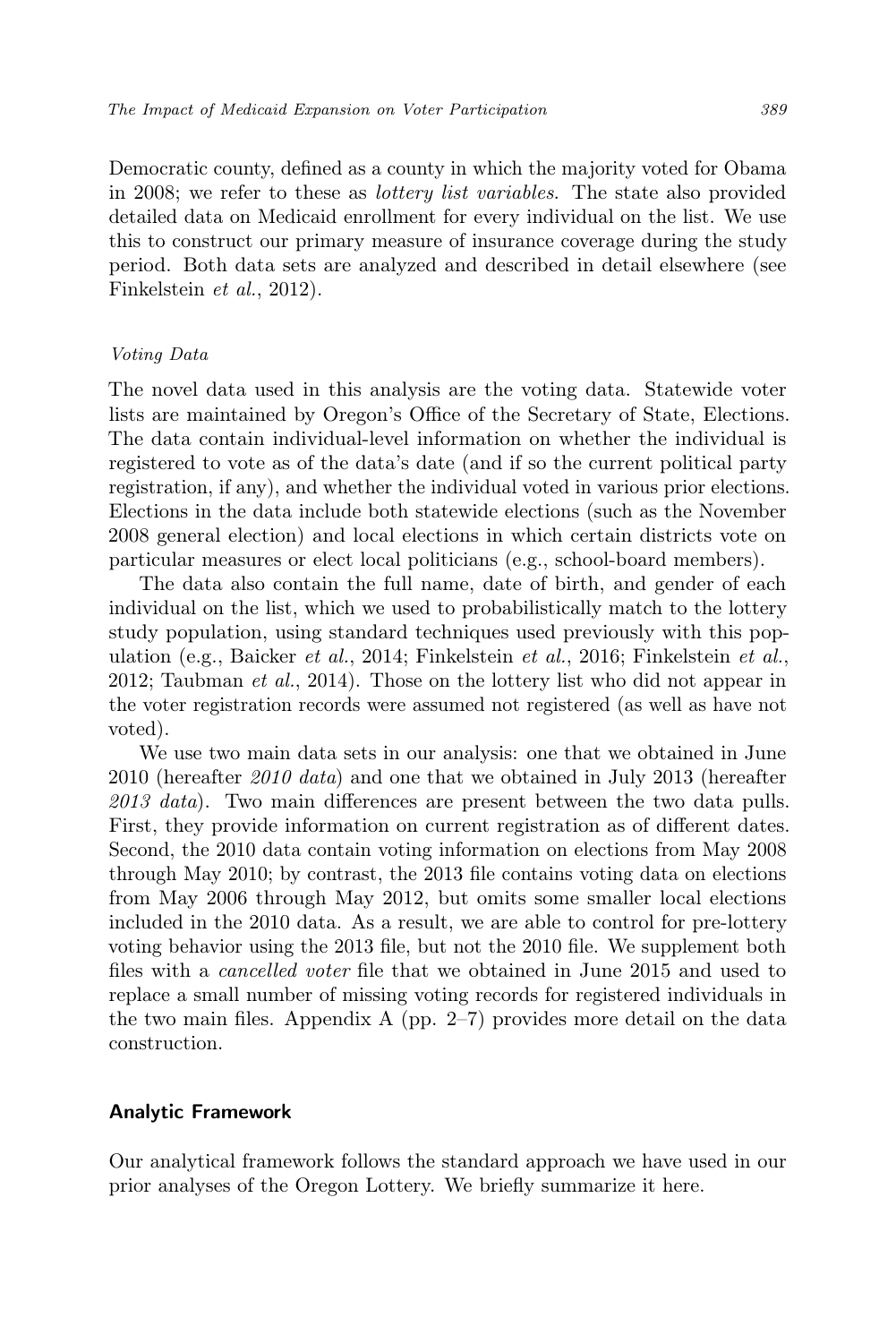Democratic county, defined as a county in which the majority voted for Obama in 2008; we refer to these as *lottery list variables*. The state also provided detailed data on Medicaid enrollment for every individual on the list. We use this to construct our primary measure of insurance coverage during the study period. Both data sets are analyzed and described in detail elsewhere (see Finkelstein *et al.*, 2012).

#### *Voting Data*

The novel data used in this analysis are the voting data. Statewide voter lists are maintained by Oregon's Office of the Secretary of State, Elections. The data contain individual-level information on whether the individual is registered to vote as of the data's date (and if so the current political party registration, if any), and whether the individual voted in various prior elections. Elections in the data include both statewide elections (such as the November 2008 general election) and local elections in which certain districts vote on particular measures or elect local politicians (e.g., school-board members).

The data also contain the full name, date of birth, and gender of each individual on the list, which we used to probabilistically match to the lottery study population, using standard techniques used previously with this population (e.g., Baicker *et al.*, 2014; Finkelstein *et al.*, 2016; Finkelstein *et al.*, 2012; Taubman *et al.*, 2014). Those on the lottery list who did not appear in the voter registration records were assumed not registered (as well as have not voted).

We use two main data sets in our analysis: one that we obtained in June 2010 (hereafter *2010 data*) and one that we obtained in July 2013 (hereafter *2013 data*). Two main differences are present between the two data pulls. First, they provide information on current registration as of different dates. Second, the 2010 data contain voting information on elections from May 2008 through May 2010; by contrast, the 2013 file contains voting data on elections from May 2006 through May 2012, but omits some smaller local elections included in the 2010 data. As a result, we are able to control for pre-lottery voting behavior using the 2013 file, but not the 2010 file. We supplement both files with a *cancelled voter* file that we obtained in June 2015 and used to replace a small number of missing voting records for registered individuals in the two main files. Appendix A (pp. 2–7) provides more detail on the data construction.

### Analytic Framework

Our analytical framework follows the standard approach we have used in our prior analyses of the Oregon Lottery. We briefly summarize it here.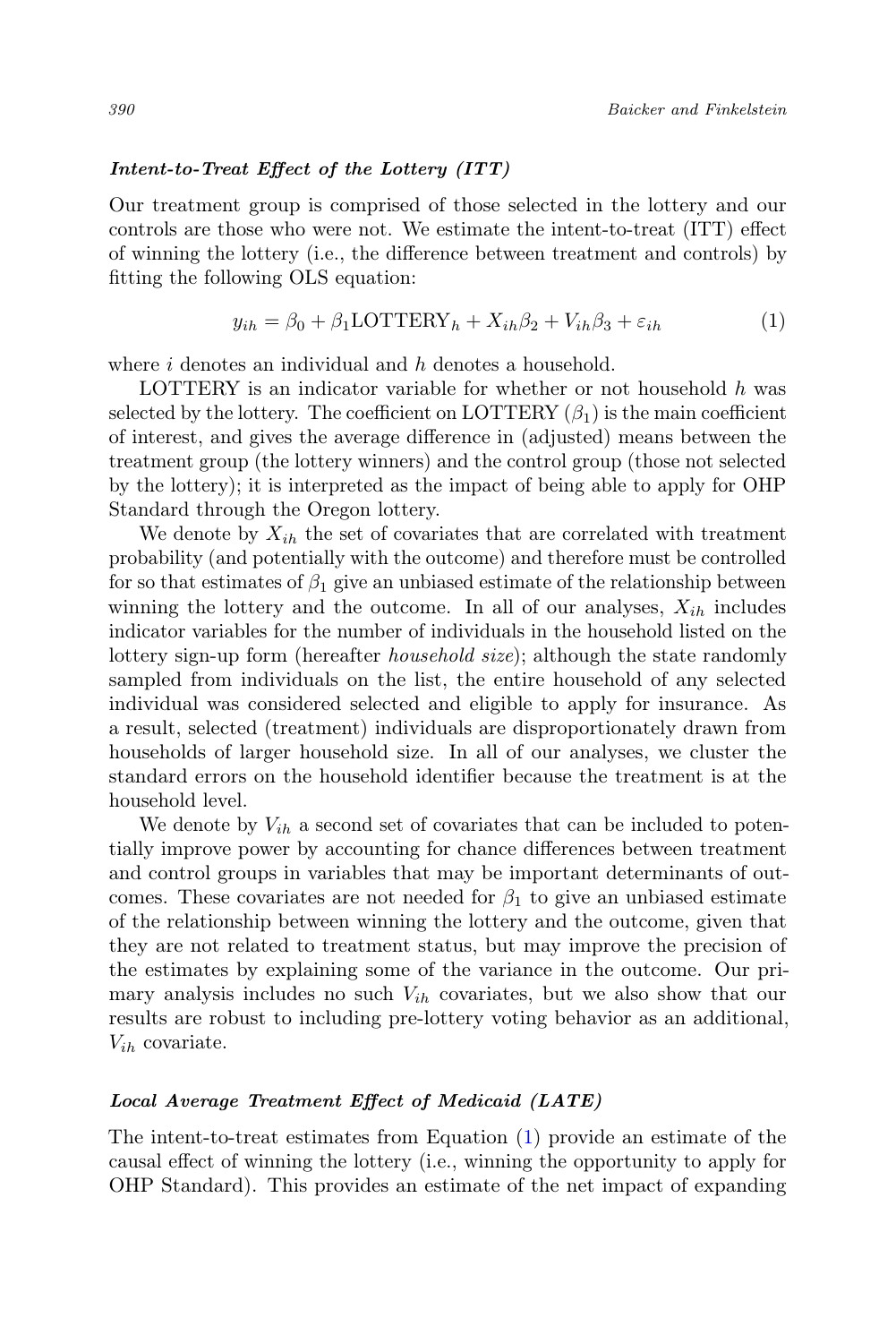### *Intent-to-Treat Effect of the Lottery (ITT)*

Our treatment group is comprised of those selected in the lottery and our controls are those who were not. We estimate the intent-to-treat (ITT) effect of winning the lottery (i.e., the difference between treatment and controls) by fitting the following OLS equation:

$$y_{ih} = \beta_0 + \beta_1 \text{LOTTERY}_h + X_{ih}\beta_2 + V_{ih}\beta_3 + \varepsilon_{ih} \tag{1}$$

where $i$ denotes an individual and $h$ denotes a household.

LOTTERY is an indicator variable for whether or not household $h$ was selected by the lottery. The coefficient on LOTTERY ($\beta_1$) is the main coefficient of interest, and gives the average difference in (adjusted) means between the treatment group (the lottery winners) and the control group (those not selected by the lottery); it is interpreted as the impact of being able to apply for OHP Standard through the Oregon lottery.

We denote by $X_{ih}$ the set of covariates that are correlated with treatment probability (and potentially with the outcome) and therefore must be controlled for so that estimates of $\beta_1$ give an unbiased estimate of the relationship between winning the lottery and the outcome. In all of our analyses, $X_{ih}$ includes indicator variables for the number of individuals in the household listed on the lottery sign-up form (hereafter *household size*); although the state randomly sampled from individuals on the list, the entire household of any selected individual was considered selected and eligible to apply for insurance. As a result, selected (treatment) individuals are disproportionately drawn from households of larger household size. In all of our analyses, we cluster the standard errors on the household identifier because the treatment is at the household level.

We denote by $V_{ih}$ a second set of covariates that can be included to potentially improve power by accounting for chance differences between treatment and control groups in variables that may be important determinants of outcomes. These covariates are not needed for $\beta_1$ to give an unbiased estimate of the relationship between winning the lottery and the outcome, given that they are not related to treatment status, but may improve the precision of the estimates by explaining some of the variance in the outcome. Our primary analysis includes no such $V_{ih}$ covariates, but we also show that our results are robust to including pre-lottery voting behavior as an additional, $V_{ih}$ covariate.

### *Local Average Treatment Effect of Medicaid (LATE)*

The intent-to-treat estimates from Equation (1) provide an estimate of the causal effect of winning the lottery (i.e., winning the opportunity to apply for OHP Standard). This provides an estimate of the net impact of expanding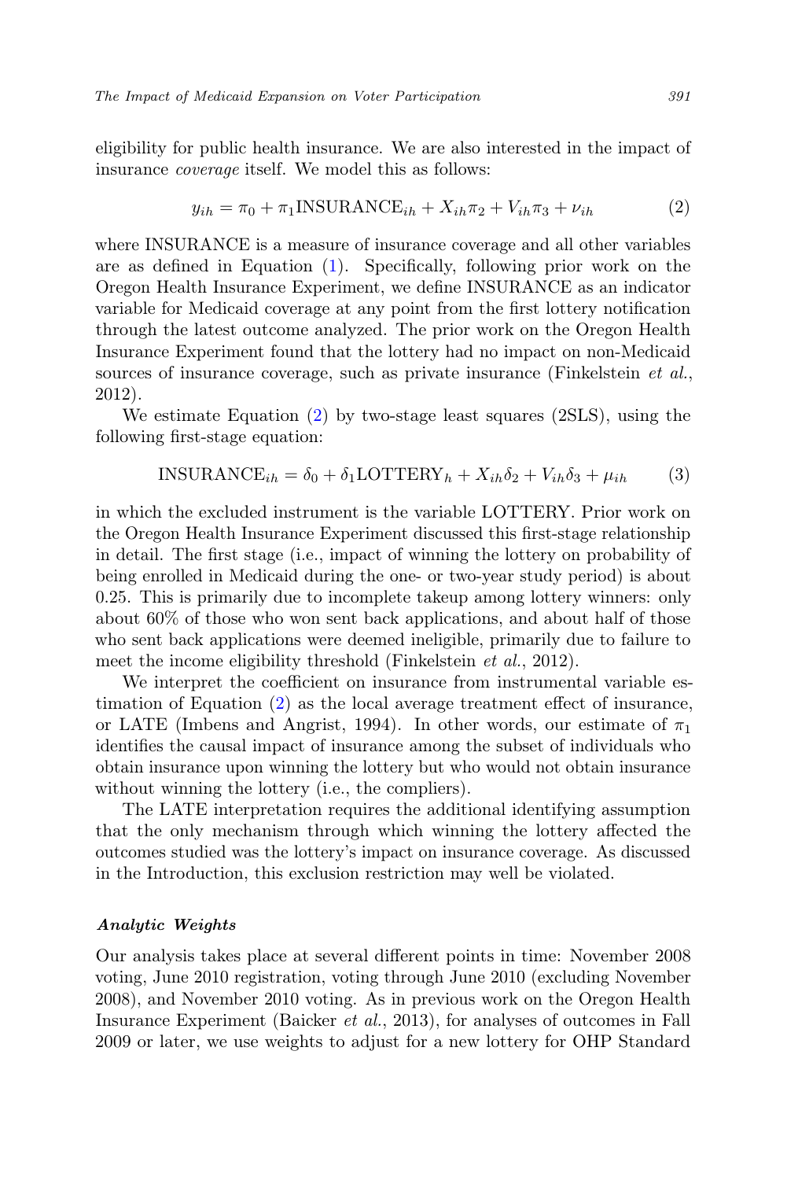eligibility for public health insurance. We are also interested in the impact of insurance *coverage* itself. We model this as follows:

$$y_{ih} = \pi_0 + \pi_1 \text{INSURANCE}_{ih} + X_{ih}\pi_2 + V_{ih}\pi_3 + \nu_{ih} \tag{2}$$

where INSURANCE is a measure of insurance coverage and all other variables are as defined in Equation (1). Specifically, following prior work on the Oregon Health Insurance Experiment, we define INSURANCE as an indicator variable for Medicaid coverage at any point from the first lottery notification through the latest outcome analyzed. The prior work on the Oregon Health Insurance Experiment found that the lottery had no impact on non-Medicaid sources of insurance coverage, such as private insurance (Finkelstein *et al.*, 2012).

We estimate Equation (2) by two-stage least squares (2SLS), using the following first-stage equation:

$$\text{INSURANCE}_{ih} = \delta_0 + \delta_1 \text{LOTTERY}_h + X_{ih}\delta_2 + V_{ih}\delta_3 + \mu_{ih} \tag{3}$$

in which the excluded instrument is the variable LOTTERY. Prior work on the Oregon Health Insurance Experiment discussed this first-stage relationship in detail. The first stage (i.e., impact of winning the lottery on probability of being enrolled in Medicaid during the one- or two-year study period) is about 0.25. This is primarily due to incomplete takeup among lottery winners: only about 60% of those who won sent back applications, and about half of those who sent back applications were deemed ineligible, primarily due to failure to meet the income eligibility threshold (Finkelstein *et al.*, 2012).

We interpret the coefficient on insurance from instrumental variable estimation of Equation (2) as the local average treatment effect of insurance, or LATE (Imbens and Angrist, 1994). In other words, our estimate of $\pi_1$ identifies the causal impact of insurance among the subset of individuals who obtain insurance upon winning the lottery but who would not obtain insurance without winning the lottery (i.e., the compliers).

The LATE interpretation requires the additional identifying assumption that the only mechanism through which winning the lottery affected the outcomes studied was the lottery's impact on insurance coverage. As discussed in the Introduction, this exclusion restriction may well be violated.

#### *Analytic Weights*

Our analysis takes place at several different points in time: November 2008 voting, June 2010 registration, voting through June 2010 (excluding November 2008), and November 2010 voting. As in previous work on the Oregon Health Insurance Experiment (Baicker *et al.*, 2013), for analyses of outcomes in Fall 2009 or later, we use weights to adjust for a new lottery for OHP Standard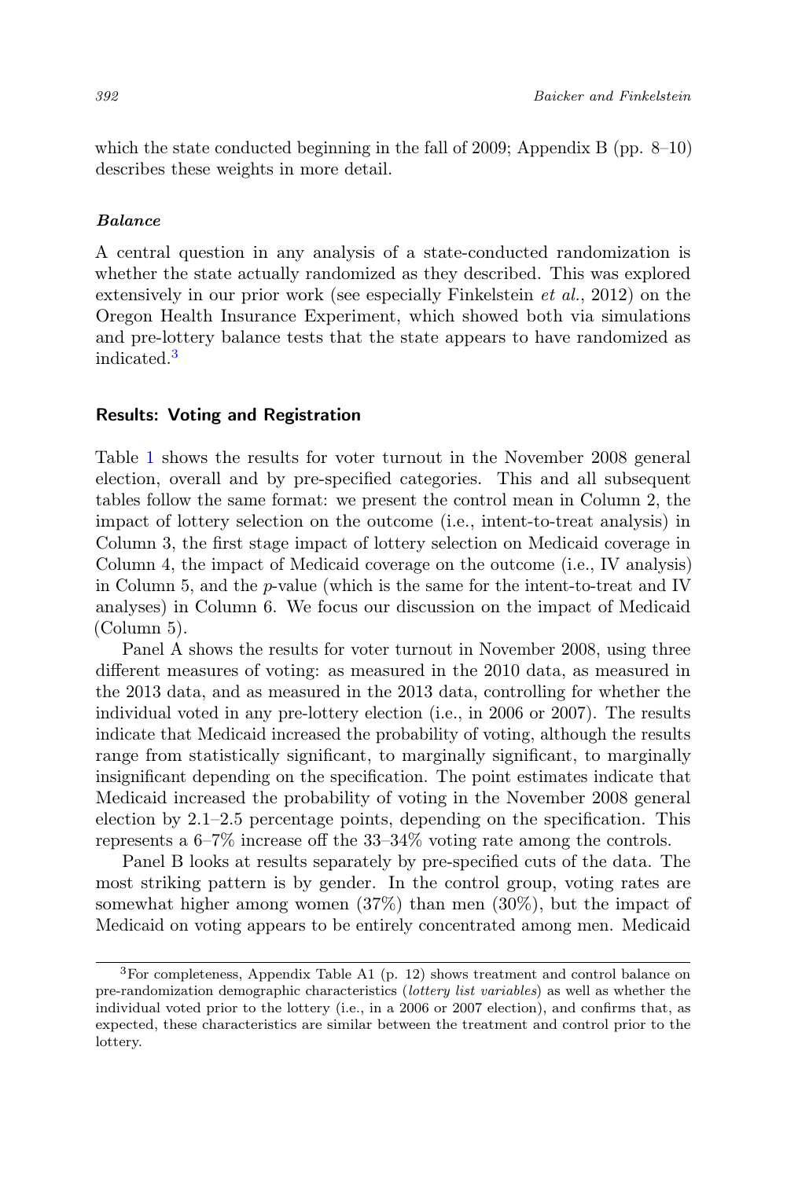which the state conducted beginning in the fall of 2009; Appendix B (pp. 8–10) describes these weights in more detail.

### *Balance*

A central question in any analysis of a state-conducted randomization is whether the state actually randomized as they described. This was explored extensively in our prior work (see especially Finkelstein *et al.*, 2012) on the Oregon Health Insurance Experiment, which showed both via simulations and pre-lottery balance tests that the state appears to have randomized as indicated.[3]

## Results: Voting and Registration

Table 1 shows the results for voter turnout in the November 2008 general election, overall and by pre-specified categories. This and all subsequent tables follow the same format: we present the control mean in Column 2, the impact of lottery selection on the outcome (i.e., intent-to-treat analysis) in Column 3, the first stage impact of lottery selection on Medicaid coverage in Column 4, the impact of Medicaid coverage on the outcome (i.e., IV analysis) in Column 5, and the *p*-value (which is the same for the intent-to-treat and IV analyses) in Column 6. We focus our discussion on the impact of Medicaid (Column 5).

Panel A shows the results for voter turnout in November 2008, using three different measures of voting: as measured in the 2010 data, as measured in the 2013 data, and as measured in the 2013 data, controlling for whether the individual voted in any pre-lottery election (i.e., in 2006 or 2007). The results indicate that Medicaid increased the probability of voting, although the results range from statistically significant, to marginally significant, to marginally insignificant depending on the specification. The point estimates indicate that Medicaid increased the probability of voting in the November 2008 general election by 2.1–2.5 percentage points, depending on the specification. This represents a 6–7% increase off the 33–34% voting rate among the controls.

Panel B looks at results separately by pre-specified cuts of the data. The most striking pattern is by gender. In the control group, voting rates are somewhat higher among women (37%) than men (30%), but the impact of Medicaid on voting appears to be entirely concentrated among men. Medicaid

[3] For completeness, Appendix Table A1 (p. 12) shows treatment and control balance on pre-randomization demographic characteristics (*lottery list variables*) as well as whether the individual voted prior to the lottery (i.e., in a 2006 or 2007 election), and confirms that, as expected, these characteristics are similar between the treatment and control prior to the lottery.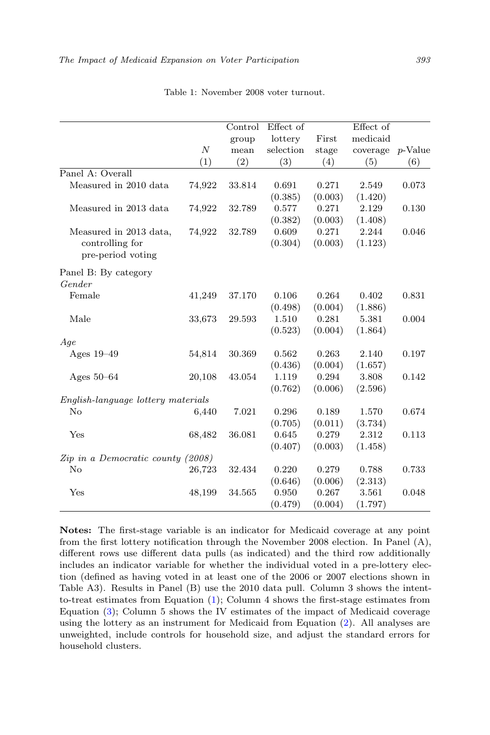Table 1: November 2008 voter turnout.

| | $N$ (1) | Control group mean (2) | Effect of lottery selection (3) | First stage (4) | Effect of medicaid coverage (5) | $p$-Value (6) |
|---|---|---|---|---|---|---|
| Panel A: Overall | | | | | | |
| Measured in 2010 data | 74,922 | 33.814 | 0.691 | 0.271 | 2.549 | 0.073 |
| | | | (0.385) | (0.003) | (1.420) | |
| Measured in 2013 data | 74,922 | 32.789 | 0.577 | 0.271 | 2.129 | 0.130 |
| | | | (0.382) | (0.003) | (1.408) | |
| Measured in 2013 data, controlling for pre-period voting | 74,922 | 32.789 | 0.609 | 0.271 | 2.244 | 0.046 |
| | | | (0.304) | (0.003) | (1.123) | |
| Panel B: By category | | | | | | |
| *Gender* | | | | | | |
| Female | 41,249 | 37.170 | 0.106 | 0.264 | 0.402 | 0.831 |
| | | | (0.498) | (0.004) | (1.886) | |
| Male | 33,673 | 29.593 | 1.510 | 0.281 | 5.381 | 0.004 |
| | | | (0.523) | (0.004) | (1.864) | |
| *Age* | | | | | | |
| Ages 19–49 | 54,814 | 30.369 | 0.562 | 0.263 | 2.140 | 0.197 |
| | | | (0.436) | (0.004) | (1.657) | |
| Ages 50–64 | 20,108 | 43.054 | 1.119 | 0.294 | 3.808 | 0.142 |
| | | | (0.762) | (0.006) | (2.596) | |
| *English-language lottery materials* | | | | | | |
| No | 6,440 | 7.021 | 0.296 | 0.189 | 1.570 | 0.674 |
| | | | (0.705) | (0.011) | (3.734) | |
| Yes | 68,482 | 36.081 | 0.645 | 0.279 | 2.312 | 0.113 |
| | | | (0.407) | (0.003) | (1.458) | |
| *Zip in a Democratic county (2008)* | | | | | | |
| No | 26,723 | 32.434 | 0.220 | 0.279 | 0.788 | 0.733 |
| | | | (0.646) | (0.006) | (2.313) | |
| Yes | 48,199 | 34.565 | 0.950 | 0.267 | 3.561 | 0.048 |
| | | | (0.479) | (0.004) | (1.797) | |

**Notes:** The first-stage variable is an indicator for Medicaid coverage at any point from the first lottery notification through the November 2008 election. In Panel (A), different rows use different data pulls (as indicated) and the third row additionally includes an indicator variable for whether the individual voted in a pre-lottery election (defined as having voted in at least one of the 2006 or 2007 elections shown in Table A3). Results in Panel (B) use the 2010 data pull. Column 3 shows the intent-to-treat estimates from Equation (1); Column 4 shows the first-stage estimates from Equation (3); Column 5 shows the IV estimates of the impact of Medicaid coverage using the lottery as an instrument for Medicaid from Equation (2). All analyses are unweighted, include controls for household size, and adjust the standard errors for household clusters.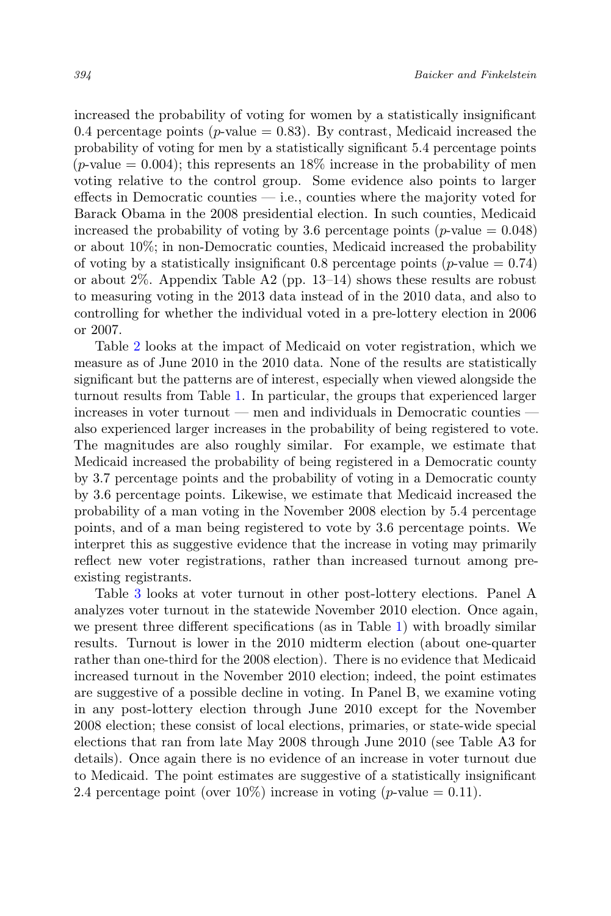increased the probability of voting for women by a statistically insignificant 0.4 percentage points ($p$-value = 0.83). By contrast, Medicaid increased the probability of voting for men by a statistically significant 5.4 percentage points ($p$-value = 0.004); this represents an 18% increase in the probability of men voting relative to the control group. Some evidence also points to larger effects in Democratic counties — i.e., counties where the majority voted for Barack Obama in the 2008 presidential election. In such counties, Medicaid increased the probability of voting by 3.6 percentage points ($p$-value = 0.048) or about 10%; in non-Democratic counties, Medicaid increased the probability of voting by a statistically insignificant 0.8 percentage points ($p$-value = 0.74) or about 2%. Appendix Table A2 (pp. 13–14) shows these results are robust to measuring voting in the 2013 data instead of in the 2010 data, and also to controlling for whether the individual voted in a pre-lottery election in 2006 or 2007.

Table 2 looks at the impact of Medicaid on voter registration, which we measure as of June 2010 in the 2010 data. None of the results are statistically significant but the patterns are of interest, especially when viewed alongside the turnout results from Table 1. In particular, the groups that experienced larger increases in voter turnout — men and individuals in Democratic counties — also experienced larger increases in the probability of being registered to vote. The magnitudes are also roughly similar. For example, we estimate that Medicaid increased the probability of being registered in a Democratic county by 3.7 percentage points and the probability of voting in a Democratic county by 3.6 percentage points. Likewise, we estimate that Medicaid increased the probability of a man voting in the November 2008 election by 5.4 percentage points, and of a man being registered to vote by 3.6 percentage points. We interpret this as suggestive evidence that the increase in voting may primarily reflect new voter registrations, rather than increased turnout among pre-existing registrants.

Table 3 looks at voter turnout in other post-lottery elections. Panel A analyzes voter turnout in the statewide November 2010 election. Once again, we present three different specifications (as in Table 1) with broadly similar results. Turnout is lower in the 2010 midterm election (about one-quarter rather than one-third for the 2008 election). There is no evidence that Medicaid increased turnout in the November 2010 election; indeed, the point estimates are suggestive of a possible decline in voting. In Panel B, we examine voting in any post-lottery election through June 2010 except for the November 2008 election; these consist of local elections, primaries, or state-wide special elections that ran from late May 2008 through June 2010 (see Table A3 for details). Once again there is no evidence of an increase in voter turnout due to Medicaid. The point estimates are suggestive of a statistically insignificant 2.4 percentage point (over 10%) increase in voting ($p$-value = 0.11).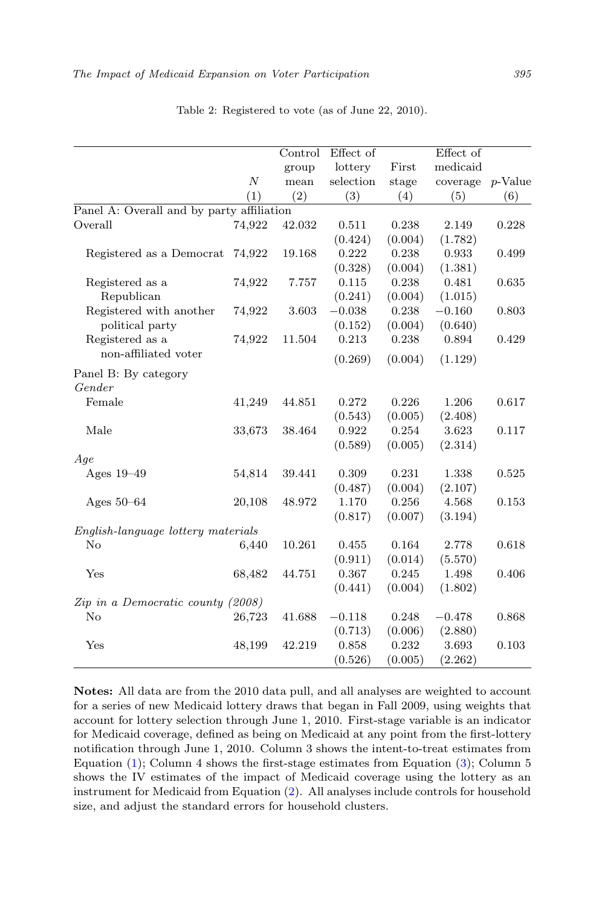Table 2: Registered to vote (as of June 22, 2010).

| | $N$ (1) | Control group mean (2) | Effect of lottery selection (3) | First stage (4) | Effect of medicaid coverage (5) | $p$-Value (6) |
|---|---|---|---|---|---|---|
| Panel A: Overall and by party affiliation | | | | | | |
| Overall | 74,922 | 42.032 | 0.511 | 0.238 | 2.149 | 0.228 |
| | | | (0.424) | (0.004) | (1.782) | |
| Registered as a Democrat | 74,922 | 19.168 | 0.222 | 0.238 | 0.933 | 0.499 |
| | | | (0.328) | (0.004) | (1.381) | |
| Registered as a Republican | 74,922 | 7.757 | 0.115 | 0.238 | 0.481 | 0.635 |
| | | | (0.241) | (0.004) | (1.015) | |
| Registered with another political party | 74,922 | 3.603 | −0.038 | 0.238 | −0.160 | 0.803 |
| | | | (0.152) | (0.004) | (0.640) | |
| Registered as a non-affiliated voter | 74,922 | 11.504 | 0.213 | 0.238 | 0.894 | 0.429 |
| | | | (0.269) | (0.004) | (1.129) | |
| Panel B: By category | | | | | | |
| *Gender* | | | | | | |
| Female | 41,249 | 44.851 | 0.272 | 0.226 | 1.206 | 0.617 |
| | | | (0.543) | (0.005) | (2.408) | |
| Male | 33,673 | 38.464 | 0.922 | 0.254 | 3.623 | 0.117 |
| | | | (0.589) | (0.005) | (2.314) | |
| *Age* | | | | | | |
| Ages 19–49 | 54,814 | 39.441 | 0.309 | 0.231 | 1.338 | 0.525 |
| | | | (0.487) | (0.004) | (2.107) | |
| Ages 50–64 | 20,108 | 48.972 | 1.170 | 0.256 | 4.568 | 0.153 |
| | | | (0.817) | (0.007) | (3.194) | |
| *English-language lottery materials* | | | | | | |
| No | 6,440 | 10.261 | 0.455 | 0.164 | 2.778 | 0.618 |
| | | | (0.911) | (0.014) | (5.570) | |
| Yes | 68,482 | 44.751 | 0.367 | 0.245 | 1.498 | 0.406 |
| | | | (0.441) | (0.004) | (1.802) | |
| *Zip in a Democratic county (2008)* | | | | | | |
| No | 26,723 | 41.688 | −0.118 | 0.248 | −0.478 | 0.868 |
| | | | (0.713) | (0.006) | (2.880) | |
| Yes | 48,199 | 42.219 | 0.858 | 0.232 | 3.693 | 0.103 |
| | | | (0.526) | (0.005) | (2.262) | |

**Notes:** All data are from the 2010 data pull, and all analyses are weighted to account for a series of new Medicaid lottery draws that began in Fall 2009, using weights that account for lottery selection through June 1, 2010. First-stage variable is an indicator for Medicaid coverage, defined as being on Medicaid at any point from the first-lottery notification through June 1, 2010. Column 3 shows the intent-to-treat estimates from Equation (1); Column 4 shows the first-stage estimates from Equation (3); Column 5 shows the IV estimates of the impact of Medicaid coverage using the lottery as an instrument for Medicaid from Equation (2). All analyses include controls for household size, and adjust the standard errors for household clusters.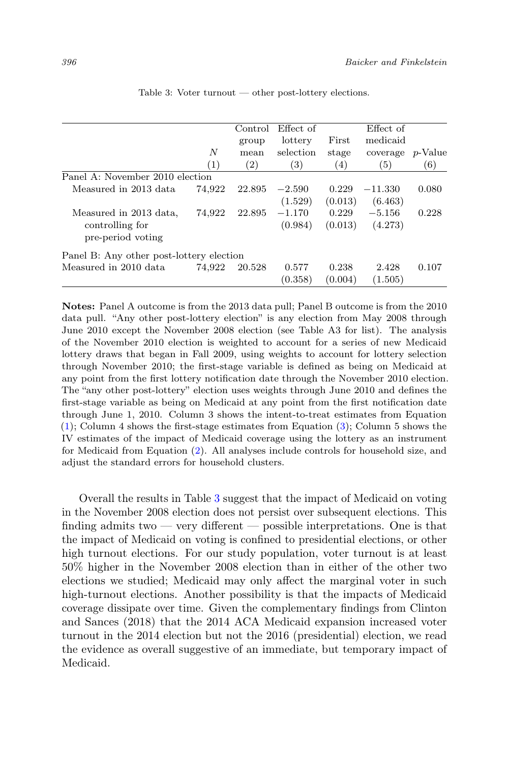Table 3: Voter turnout — other post-lottery elections.

| | *N* (1) | Control group mean (2) | Effect of lottery selection (3) | First stage (4) | Effect of medicaid coverage (5) | *p*-Value (6) |
|---|---|---|---|---|---|---|
| Panel A: November 2010 election | | | | | | |
| Measured in 2013 data | 74,922 | 22.895 | −2.590 | 0.229 | −11.330 | 0.080 |
| | | | (1.529) | (0.013) | (6.463) | |
| Measured in 2013 data, controlling for pre-period voting | 74,922 | 22.895 | −1.170 | 0.229 | −5.156 | 0.228 |
| | | | (0.984) | (0.013) | (4.273) | |
| Panel B: Any other post-lottery election | | | | | | |
| Measured in 2010 data | 74,922 | 20.528 | 0.577 | 0.238 | 2.428 | 0.107 |
| | | | (0.358) | (0.004) | (1.505) | |

**Notes:** Panel A outcome is from the 2013 data pull; Panel B outcome is from the 2010 data pull. "Any other post-lottery election" is any election from May 2008 through June 2010 except the November 2008 election (see Table A3 for list). The analysis of the November 2010 election is weighted to account for a series of new Medicaid lottery draws that began in Fall 2009, using weights to account for lottery selection through November 2010; the first-stage variable is defined as being on Medicaid at any point from the first lottery notification date through the November 2010 election. The "any other post-lottery" election uses weights through June 2010 and defines the first-stage variable as being on Medicaid at any point from the first notification date through June 1, 2010. Column 3 shows the intent-to-treat estimates from Equation (1); Column 4 shows the first-stage estimates from Equation (3); Column 5 shows the IV estimates of the impact of Medicaid coverage using the lottery as an instrument for Medicaid from Equation (2). All analyses include controls for household size, and adjust the standard errors for household clusters.

Overall the results in Table 3 suggest that the impact of Medicaid on voting in the November 2008 election does not persist over subsequent elections. This finding admits two — very different — possible interpretations. One is that the impact of Medicaid on voting is confined to presidential elections, or other high turnout elections. For our study population, voter turnout is at least 50% higher in the November 2008 election than in either of the other two elections we studied; Medicaid may only affect the marginal voter in such high-turnout elections. Another possibility is that the impacts of Medicaid coverage dissipate over time. Given the complementary findings from Clinton and Sances (2018) that the 2014 ACA Medicaid expansion increased voter turnout in the 2014 election but not the 2016 (presidential) election, we read the evidence as overall suggestive of an immediate, but temporary impact of Medicaid.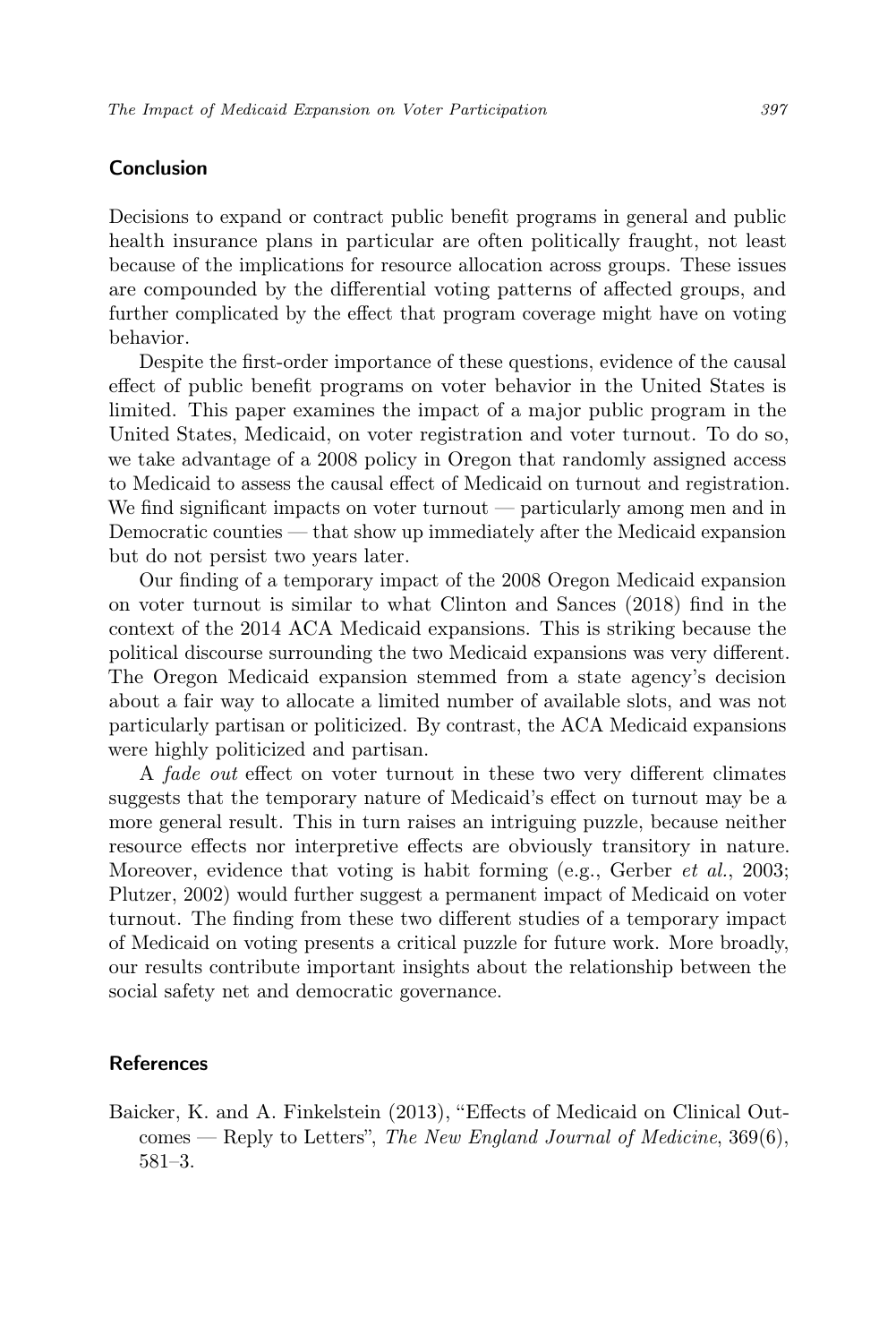## Conclusion

Decisions to expand or contract public benefit programs in general and public health insurance plans in particular are often politically fraught, not least because of the implications for resource allocation across groups. These issues are compounded by the differential voting patterns of affected groups, and further complicated by the effect that program coverage might have on voting behavior.

Despite the first-order importance of these questions, evidence of the causal effect of public benefit programs on voter behavior in the United States is limited. This paper examines the impact of a major public program in the United States, Medicaid, on voter registration and voter turnout. To do so, we take advantage of a 2008 policy in Oregon that randomly assigned access to Medicaid to assess the causal effect of Medicaid on turnout and registration. We find significant impacts on voter turnout — particularly among men and in Democratic counties — that show up immediately after the Medicaid expansion but do not persist two years later.

Our finding of a temporary impact of the 2008 Oregon Medicaid expansion on voter turnout is similar to what Clinton and Sances (2018) find in the context of the 2014 ACA Medicaid expansions. This is striking because the political discourse surrounding the two Medicaid expansions was very different. The Oregon Medicaid expansion stemmed from a state agency's decision about a fair way to allocate a limited number of available slots, and was not particularly partisan or politicized. By contrast, the ACA Medicaid expansions were highly politicized and partisan.

A *fade out* effect on voter turnout in these two very different climates suggests that the temporary nature of Medicaid's effect on turnout may be a more general result. This in turn raises an intriguing puzzle, because neither resource effects nor interpretive effects are obviously transitory in nature. Moreover, evidence that voting is habit forming (e.g., Gerber *et al.*, 2003; Plutzer, 2002) would further suggest a permanent impact of Medicaid on voter turnout. The finding from these two different studies of a temporary impact of Medicaid on voting presents a critical puzzle for future work. More broadly, our results contribute important insights about the relationship between the social safety net and democratic governance.

## References

Baicker, K. and A. Finkelstein (2013), "Effects of Medicaid on Clinical Outcomes — Reply to Letters", *The New England Journal of Medicine*, 369(6), 581–3.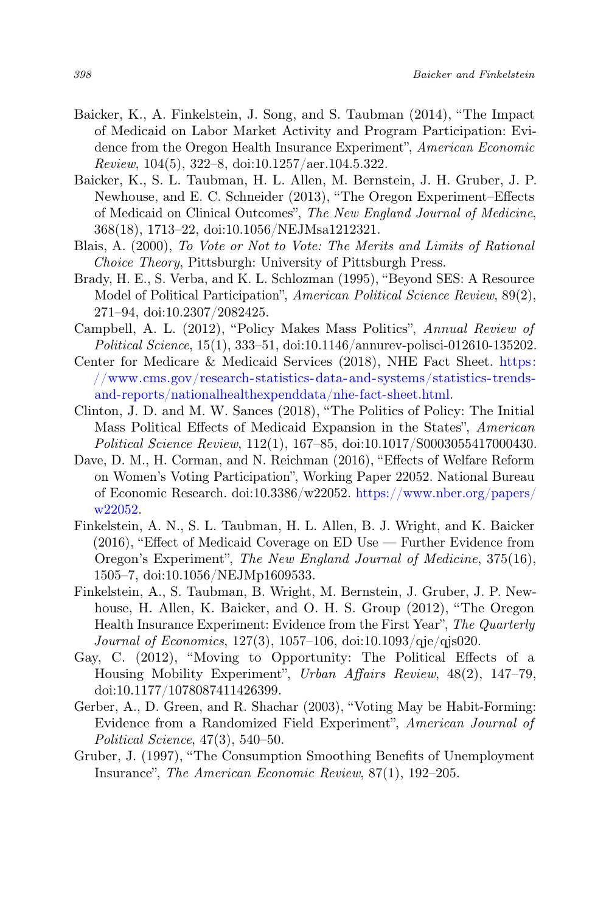Baicker, K., A. Finkelstein, J. Song, and S. Taubman (2014), "The Impact of Medicaid on Labor Market Activity and Program Participation: Evidence from the Oregon Health Insurance Experiment", *American Economic Review*, 104(5), 322–8, doi:10.1257/aer.104.5.322.

Baicker, K., S. L. Taubman, H. L. Allen, M. Bernstein, J. H. Gruber, J. P. Newhouse, and E. C. Schneider (2013), "The Oregon Experiment–Effects of Medicaid on Clinical Outcomes", *The New England Journal of Medicine*, 368(18), 1713–22, doi:10.1056/NEJMsa1212321.

Blais, A. (2000), *To Vote or Not to Vote: The Merits and Limits of Rational Choice Theory*, Pittsburgh: University of Pittsburgh Press.

Brady, H. E., S. Verba, and K. L. Schlozman (1995), "Beyond SES: A Resource Model of Political Participation", *American Political Science Review*, 89(2), 271–94, doi:10.2307/2082425.

Campbell, A. L. (2012), "Policy Makes Mass Politics", *Annual Review of Political Science*, 15(1), 333–51, doi:10.1146/annurev-polisci-012610-135202.

Center for Medicare & Medicaid Services (2018), NHE Fact Sheet. https://www.cms.gov/research-statistics-data-and-systems/statistics-trends-and-reports/nationalhealthexpenddata/nhe-fact-sheet.html.

Clinton, J. D. and M. W. Sances (2018), "The Politics of Policy: The Initial Mass Political Effects of Medicaid Expansion in the States", *American Political Science Review*, 112(1), 167–85, doi:10.1017/S0003055417000430.

Dave, D. M., H. Corman, and N. Reichman (2016), "Effects of Welfare Reform on Women's Voting Participation", Working Paper 22052. National Bureau of Economic Research. doi:10.3386/w22052. https://www.nber.org/papers/w22052.

Finkelstein, A. N., S. L. Taubman, H. L. Allen, B. J. Wright, and K. Baicker (2016), "Effect of Medicaid Coverage on ED Use — Further Evidence from Oregon's Experiment", *The New England Journal of Medicine*, 375(16), 1505–7, doi:10.1056/NEJMp1609533.

Finkelstein, A., S. Taubman, B. Wright, M. Bernstein, J. Gruber, J. P. Newhouse, H. Allen, K. Baicker, and O. H. S. Group (2012), "The Oregon Health Insurance Experiment: Evidence from the First Year", *The Quarterly Journal of Economics*, 127(3), 1057–106, doi:10.1093/qje/qjs020.

Gay, C. (2012), "Moving to Opportunity: The Political Effects of a Housing Mobility Experiment", *Urban Affairs Review*, 48(2), 147–79, doi:10.1177/1078087411426399.

Gerber, A., D. Green, and R. Shachar (2003), "Voting May be Habit-Forming: Evidence from a Randomized Field Experiment", *American Journal of Political Science*, 47(3), 540–50.

Gruber, J. (1997), "The Consumption Smoothing Benefits of Unemployment Insurance", *The American Economic Review*, 87(1), 192–205.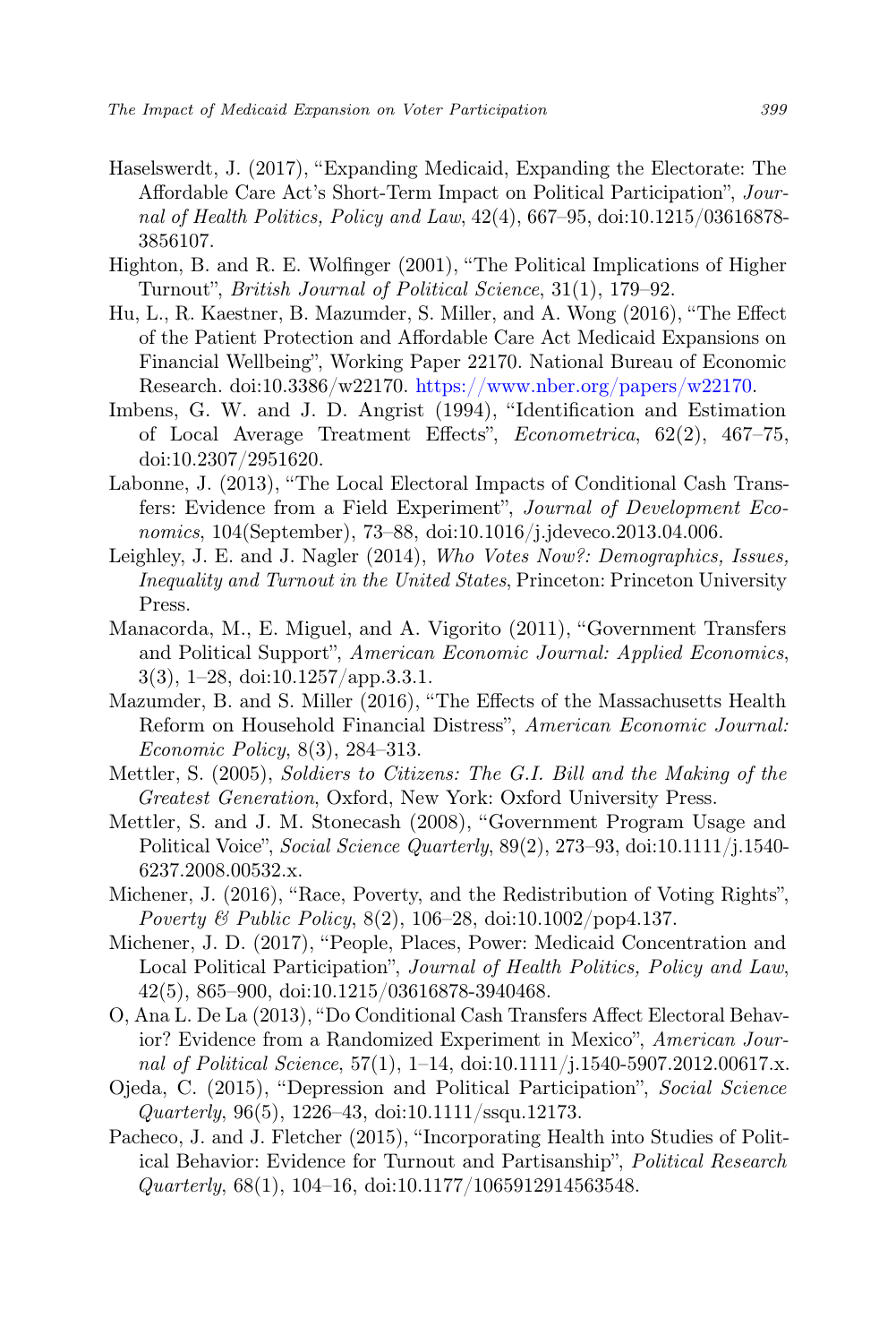Haselswerdt, J. (2017), "Expanding Medicaid, Expanding the Electorate: The Affordable Care Act's Short-Term Impact on Political Participation", *Journal of Health Politics, Policy and Law*, 42(4), 667–95, doi:10.1215/03616878-3856107.

Highton, B. and R. E. Wolfinger (2001), "The Political Implications of Higher Turnout", *British Journal of Political Science*, 31(1), 179–92.

Hu, L., R. Kaestner, B. Mazumder, S. Miller, and A. Wong (2016), "The Effect of the Patient Protection and Affordable Care Act Medicaid Expansions on Financial Wellbeing", Working Paper 22170. National Bureau of Economic Research. doi:10.3386/w22170. https://www.nber.org/papers/w22170.

Imbens, G. W. and J. D. Angrist (1994), "Identification and Estimation of Local Average Treatment Effects", *Econometrica*, 62(2), 467–75, doi:10.2307/2951620.

Labonne, J. (2013), "The Local Electoral Impacts of Conditional Cash Transfers: Evidence from a Field Experiment", *Journal of Development Economics*, 104(September), 73–88, doi:10.1016/j.jdeveco.2013.04.006.

Leighley, J. E. and J. Nagler (2014), *Who Votes Now?: Demographics, Issues, Inequality and Turnout in the United States*, Princeton: Princeton University Press.

Manacorda, M., E. Miguel, and A. Vigorito (2011), "Government Transfers and Political Support", *American Economic Journal: Applied Economics*, 3(3), 1–28, doi:10.1257/app.3.3.1.

Mazumder, B. and S. Miller (2016), "The Effects of the Massachusetts Health Reform on Household Financial Distress", *American Economic Journal: Economic Policy*, 8(3), 284–313.

Mettler, S. (2005), *Soldiers to Citizens: The G.I. Bill and the Making of the Greatest Generation*, Oxford, New York: Oxford University Press.

Mettler, S. and J. M. Stonecash (2008), "Government Program Usage and Political Voice", *Social Science Quarterly*, 89(2), 273–93, doi:10.1111/j.1540-6237.2008.00532.x.

Michener, J. (2016), "Race, Poverty, and the Redistribution of Voting Rights", *Poverty & Public Policy*, 8(2), 106–28, doi:10.1002/pop4.137.

Michener, J. D. (2017), "People, Places, Power: Medicaid Concentration and Local Political Participation", *Journal of Health Politics, Policy and Law*, 42(5), 865–900, doi:10.1215/03616878-3940468.

O, Ana L. De La (2013), "Do Conditional Cash Transfers Affect Electoral Behavior? Evidence from a Randomized Experiment in Mexico", *American Journal of Political Science*, 57(1), 1–14, doi:10.1111/j.1540-5907.2012.00617.x.

Ojeda, C. (2015), "Depression and Political Participation", *Social Science Quarterly*, 96(5), 1226–43, doi:10.1111/ssqu.12173.

Pacheco, J. and J. Fletcher (2015), "Incorporating Health into Studies of Political Behavior: Evidence for Turnout and Partisanship", *Political Research Quarterly*, 68(1), 104–16, doi:10.1177/1065912914563548.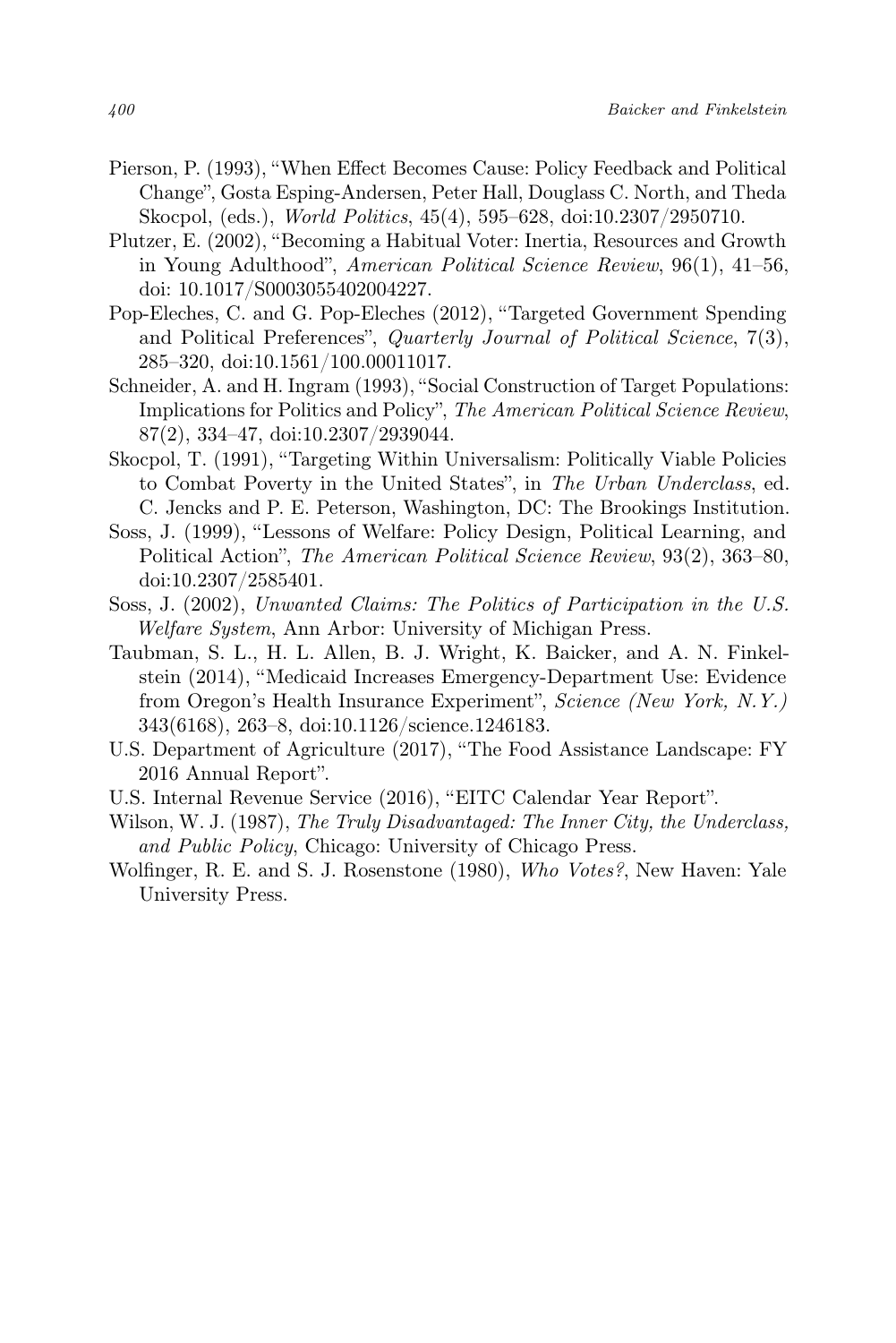Pierson, P. (1993), "When Effect Becomes Cause: Policy Feedback and Political Change", Gosta Esping-Andersen, Peter Hall, Douglass C. North, and Theda Skocpol, (eds.), *World Politics*, 45(4), 595–628, doi:10.2307/2950710.

Plutzer, E. (2002), "Becoming a Habitual Voter: Inertia, Resources and Growth in Young Adulthood", *American Political Science Review*, 96(1), 41–56, doi: 10.1017/S0003055402004227.

Pop-Eleches, C. and G. Pop-Eleches (2012), "Targeted Government Spending and Political Preferences", *Quarterly Journal of Political Science*, 7(3), 285–320, doi:10.1561/100.00011017.

Schneider, A. and H. Ingram (1993), "Social Construction of Target Populations: Implications for Politics and Policy", *The American Political Science Review*, 87(2), 334–47, doi:10.2307/2939044.

Skocpol, T. (1991), "Targeting Within Universalism: Politically Viable Policies to Combat Poverty in the United States", in *The Urban Underclass*, ed. C. Jencks and P. E. Peterson, Washington, DC: The Brookings Institution.

Soss, J. (1999), "Lessons of Welfare: Policy Design, Political Learning, and Political Action", *The American Political Science Review*, 93(2), 363–80, doi:10.2307/2585401.

Soss, J. (2002), *Unwanted Claims: The Politics of Participation in the U.S. Welfare System*, Ann Arbor: University of Michigan Press.

Taubman, S. L., H. L. Allen, B. J. Wright, K. Baicker, and A. N. Finkelstein (2014), "Medicaid Increases Emergency-Department Use: Evidence from Oregon's Health Insurance Experiment", *Science (New York, N.Y.)* 343(6168), 263–8, doi:10.1126/science.1246183.

U.S. Department of Agriculture (2017), "The Food Assistance Landscape: FY 2016 Annual Report".

U.S. Internal Revenue Service (2016), "EITC Calendar Year Report".

Wilson, W. J. (1987), *The Truly Disadvantaged: The Inner City, the Underclass, and Public Policy*, Chicago: University of Chicago Press.

Wolfinger, R. E. and S. J. Rosenstone (1980), *Who Votes?*, New Haven: Yale University Press.